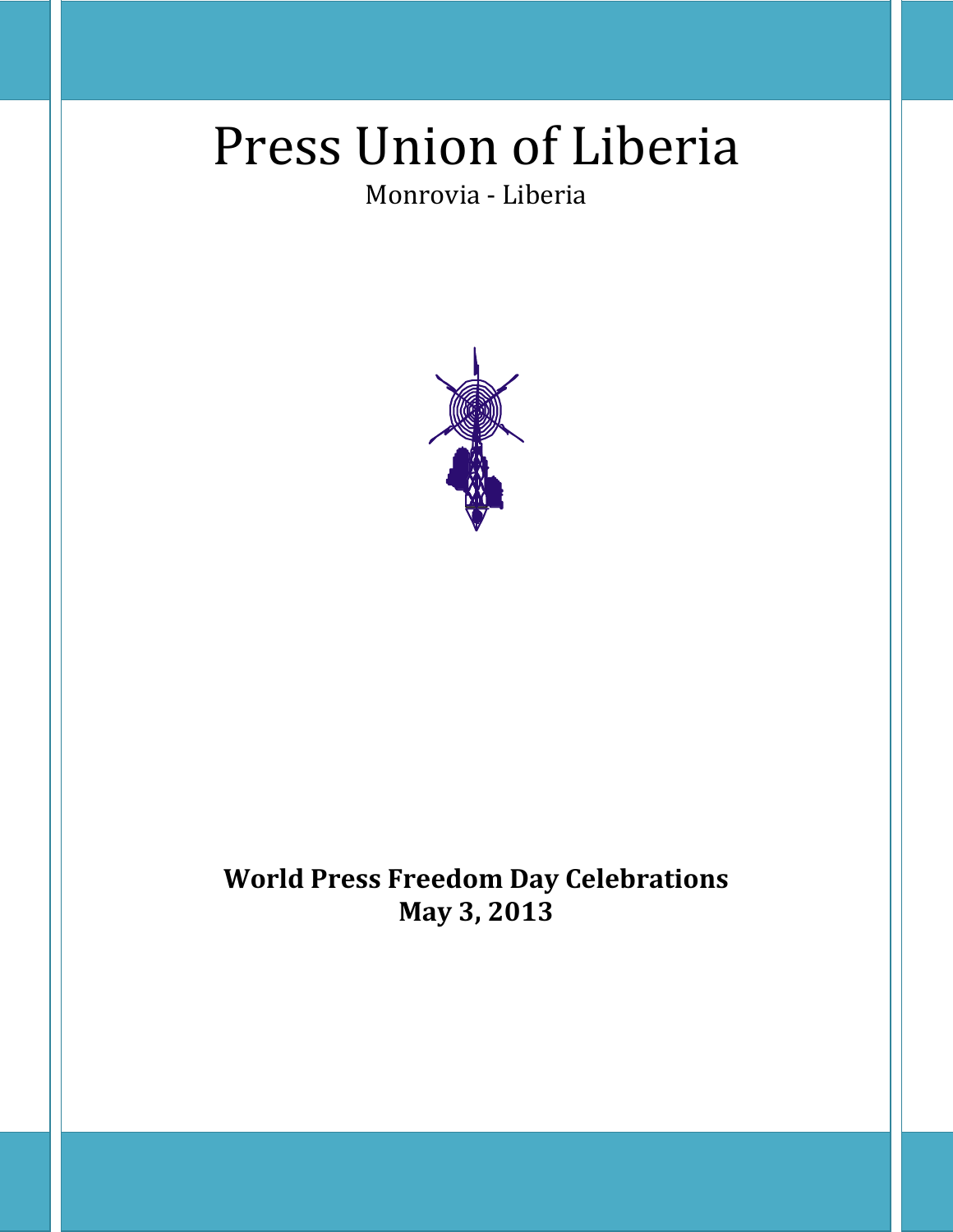# Press Union of Liberia

Monrovia - Liberia

**World Press Freedom Day Celebrations**
**May 3, 2013**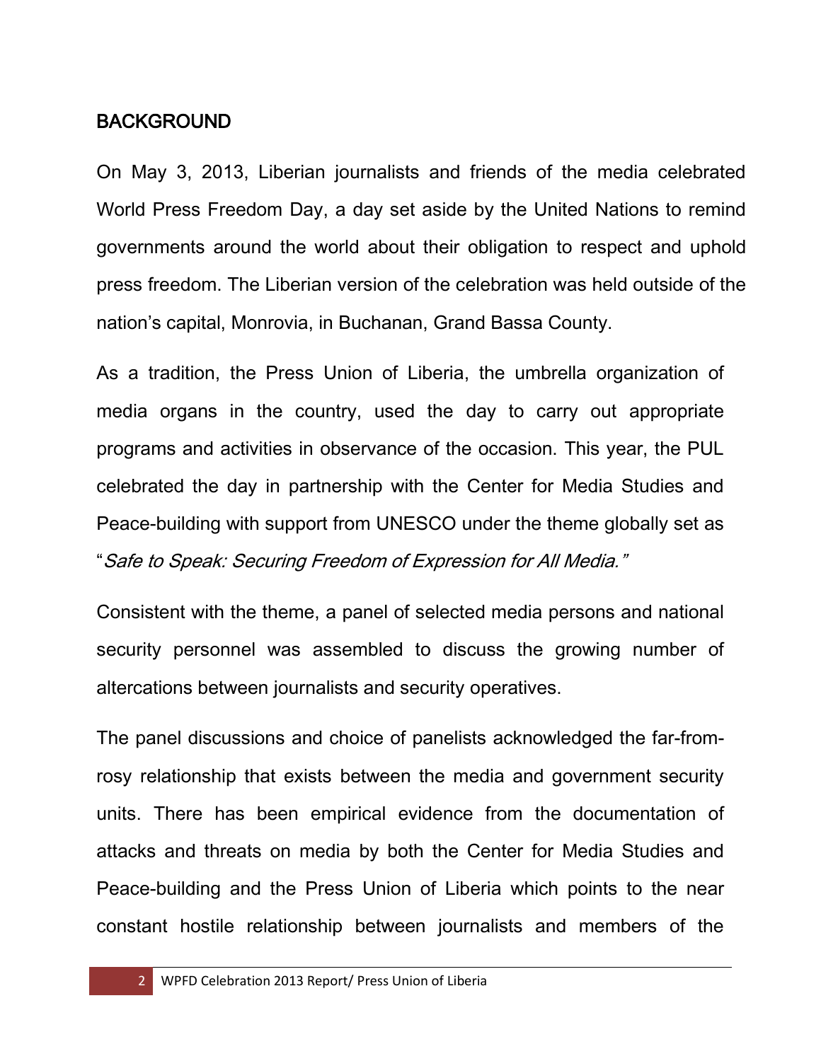## BACKGROUND

On May 3, 2013, Liberian journalists and friends of the media celebrated World Press Freedom Day, a day set aside by the United Nations to remind governments around the world about their obligation to respect and uphold press freedom. The Liberian version of the celebration was held outside of the nation's capital, Monrovia, in Buchanan, Grand Bassa County.

As a tradition, the Press Union of Liberia, the umbrella organization of media organs in the country, used the day to carry out appropriate programs and activities in observance of the occasion. This year, the PUL celebrated the day in partnership with the Center for Media Studies and Peace-building with support from UNESCO under the theme globally set as "*Safe to Speak: Securing Freedom of Expression for All Media.*"

Consistent with the theme, a panel of selected media persons and national security personnel was assembled to discuss the growing number of altercations between journalists and security operatives.

The panel discussions and choice of panelists acknowledged the far-from-rosy relationship that exists between the media and government security units. There has been empirical evidence from the documentation of attacks and threats on media by both the Center for Media Studies and Peace-building and the Press Union of Liberia which points to the near constant hostile relationship between journalists and members of the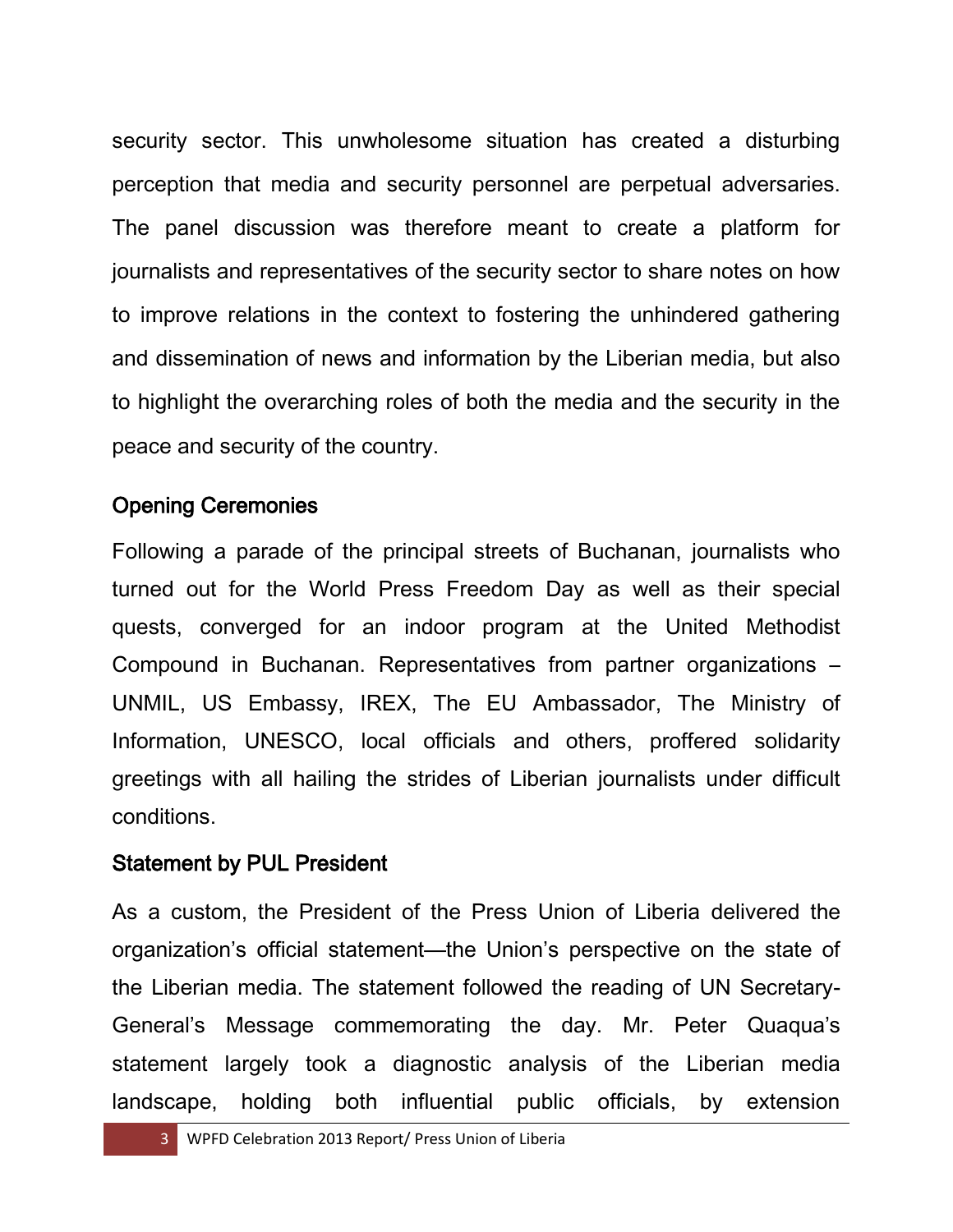security sector. This unwholesome situation has created a disturbing perception that media and security personnel are perpetual adversaries. The panel discussion was therefore meant to create a platform for journalists and representatives of the security sector to share notes on how to improve relations in the context to fostering the unhindered gathering and dissemination of news and information by the Liberian media, but also to highlight the overarching roles of both the media and the security in the peace and security of the country.

## Opening Ceremonies

Following a parade of the principal streets of Buchanan, journalists who turned out for the World Press Freedom Day as well as their special quests, converged for an indoor program at the United Methodist Compound in Buchanan. Representatives from partner organizations – UNMIL, US Embassy, IREX, The EU Ambassador, The Ministry of Information, UNESCO, local officials and others, proffered solidarity greetings with all hailing the strides of Liberian journalists under difficult conditions.

## Statement by PUL President

As a custom, the President of the Press Union of Liberia delivered the organization's official statement—the Union's perspective on the state of the Liberian media. The statement followed the reading of UN Secretary-General's Message commemorating the day. Mr. Peter Quaqua's statement largely took a diagnostic analysis of the Liberian media landscape, holding both influential public officials, by extension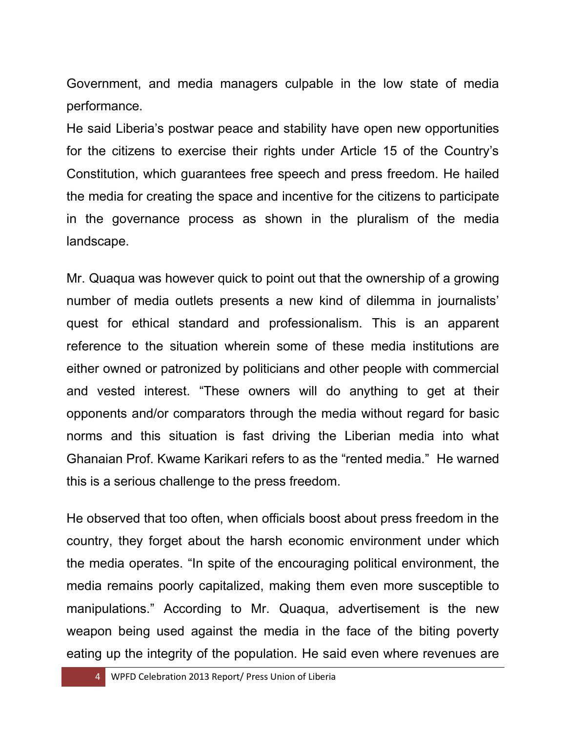Government, and media managers culpable in the low state of media performance.

He said Liberia's postwar peace and stability have open new opportunities for the citizens to exercise their rights under Article 15 of the Country's Constitution, which guarantees free speech and press freedom. He hailed the media for creating the space and incentive for the citizens to participate in the governance process as shown in the pluralism of the media landscape.

Mr. Quaqua was however quick to point out that the ownership of a growing number of media outlets presents a new kind of dilemma in journalists' quest for ethical standard and professionalism. This is an apparent reference to the situation wherein some of these media institutions are either owned or patronized by politicians and other people with commercial and vested interest. "These owners will do anything to get at their opponents and/or comparators through the media without regard for basic norms and this situation is fast driving the Liberian media into what Ghanaian Prof. Kwame Karikari refers to as the "rented media." He warned this is a serious challenge to the press freedom.

He observed that too often, when officials boost about press freedom in the country, they forget about the harsh economic environment under which the media operates. "In spite of the encouraging political environment, the media remains poorly capitalized, making them even more susceptible to manipulations." According to Mr. Quaqua, advertisement is the new weapon being used against the media in the face of the biting poverty eating up the integrity of the population. He said even where revenues are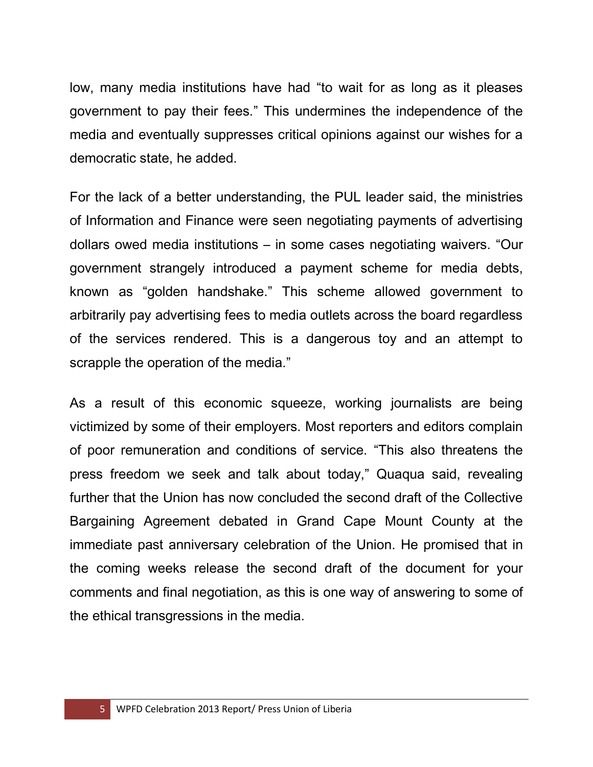low, many media institutions have had “to wait for as long as it pleases government to pay their fees.” This undermines the independence of the media and eventually suppresses critical opinions against our wishes for a democratic state, he added.

For the lack of a better understanding, the PUL leader said, the ministries of Information and Finance were seen negotiating payments of advertising dollars owed media institutions – in some cases negotiating waivers. “Our government strangely introduced a payment scheme for media debts, known as “golden handshake.” This scheme allowed government to arbitrarily pay advertising fees to media outlets across the board regardless of the services rendered. This is a dangerous toy and an attempt to scrapple the operation of the media.”

As a result of this economic squeeze, working journalists are being victimized by some of their employers. Most reporters and editors complain of poor remuneration and conditions of service. “This also threatens the press freedom we seek and talk about today,” Quaqua said, revealing further that the Union has now concluded the second draft of the Collective Bargaining Agreement debated in Grand Cape Mount County at the immediate past anniversary celebration of the Union. He promised that in the coming weeks release the second draft of the document for your comments and final negotiation, as this is one way of answering to some of the ethical transgressions in the media.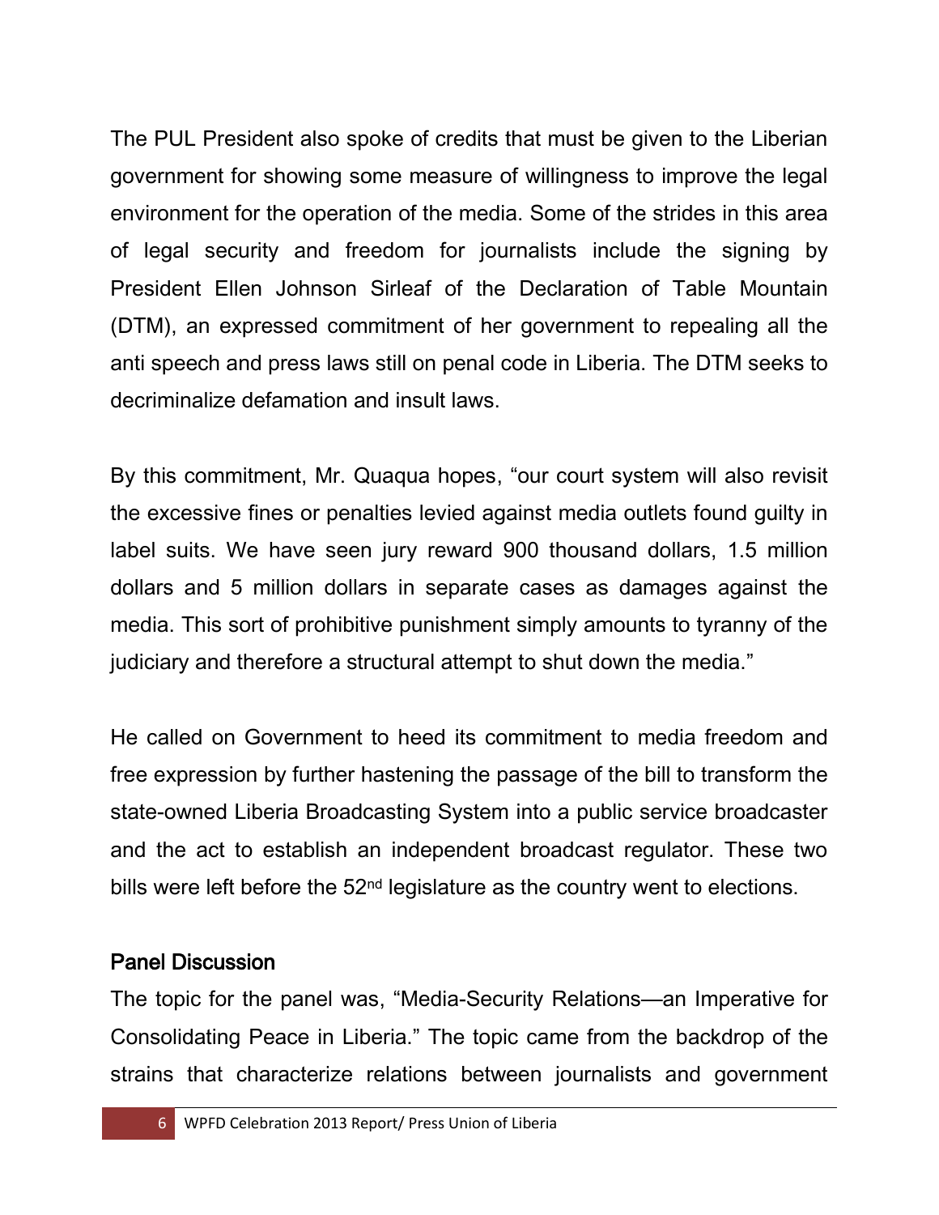The PUL President also spoke of credits that must be given to the Liberian government for showing some measure of willingness to improve the legal environment for the operation of the media. Some of the strides in this area of legal security and freedom for journalists include the signing by President Ellen Johnson Sirleaf of the Declaration of Table Mountain (DTM), an expressed commitment of her government to repealing all the anti speech and press laws still on penal code in Liberia. The DTM seeks to decriminalize defamation and insult laws.

By this commitment, Mr. Quaqua hopes, "our court system will also revisit the excessive fines or penalties levied against media outlets found guilty in label suits. We have seen jury reward 900 thousand dollars, 1.5 million dollars and 5 million dollars in separate cases as damages against the media. This sort of prohibitive punishment simply amounts to tyranny of the judiciary and therefore a structural attempt to shut down the media."

He called on Government to heed its commitment to media freedom and free expression by further hastening the passage of the bill to transform the state-owned Liberia Broadcasting System into a public service broadcaster and the act to establish an independent broadcast regulator. These two bills were left before the 52nd legislature as the country went to elections.

## Panel Discussion

The topic for the panel was, "Media-Security Relations—an Imperative for Consolidating Peace in Liberia." The topic came from the backdrop of the strains that characterize relations between journalists and government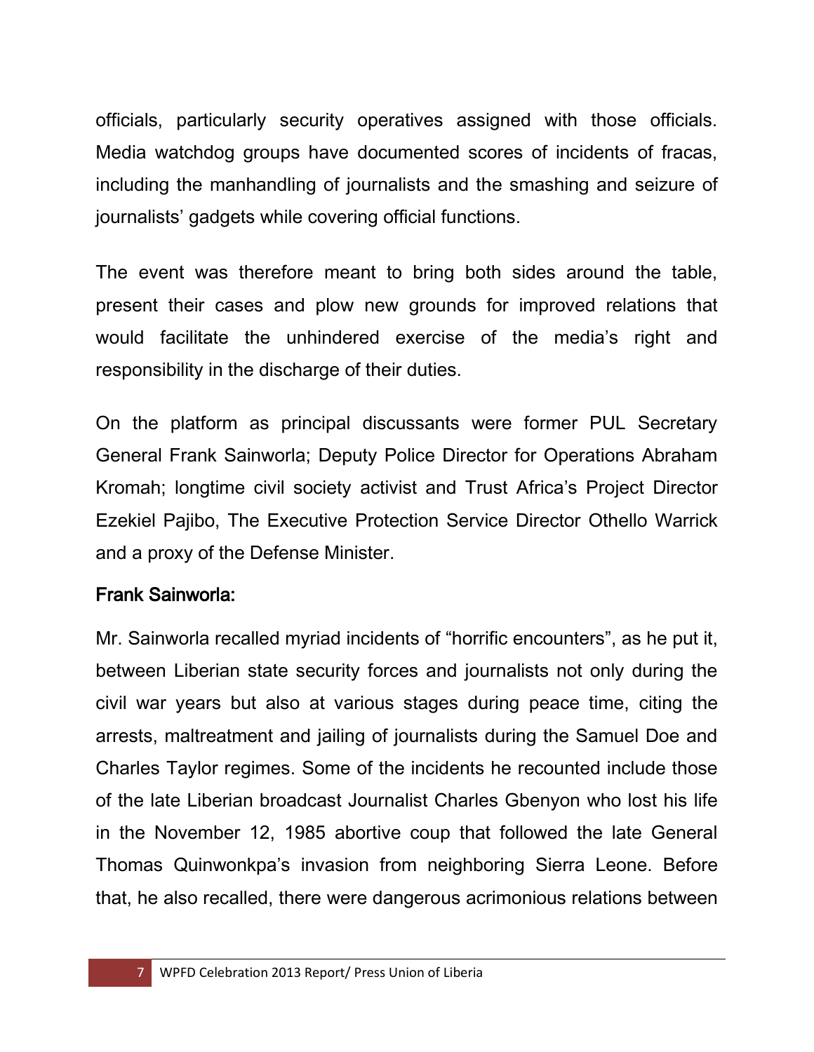officials, particularly security operatives assigned with those officials. Media watchdog groups have documented scores of incidents of fracas, including the manhandling of journalists and the smashing and seizure of journalists' gadgets while covering official functions.

The event was therefore meant to bring both sides around the table, present their cases and plow new grounds for improved relations that would facilitate the unhindered exercise of the media's right and responsibility in the discharge of their duties.

On the platform as principal discussants were former PUL Secretary General Frank Sainworla; Deputy Police Director for Operations Abraham Kromah; longtime civil society activist and Trust Africa's Project Director Ezekiel Pajibo, The Executive Protection Service Director Othello Warrick and a proxy of the Defense Minister.

**Frank Sainworla:**

Mr. Sainworla recalled myriad incidents of "horrific encounters", as he put it, between Liberian state security forces and journalists not only during the civil war years but also at various stages during peace time, citing the arrests, maltreatment and jailing of journalists during the Samuel Doe and Charles Taylor regimes. Some of the incidents he recounted include those of the late Liberian broadcast Journalist Charles Gbenyon who lost his life in the November 12, 1985 abortive coup that followed the late General Thomas Quinwonkpa's invasion from neighboring Sierra Leone. Before that, he also recalled, there were dangerous acrimonious relations between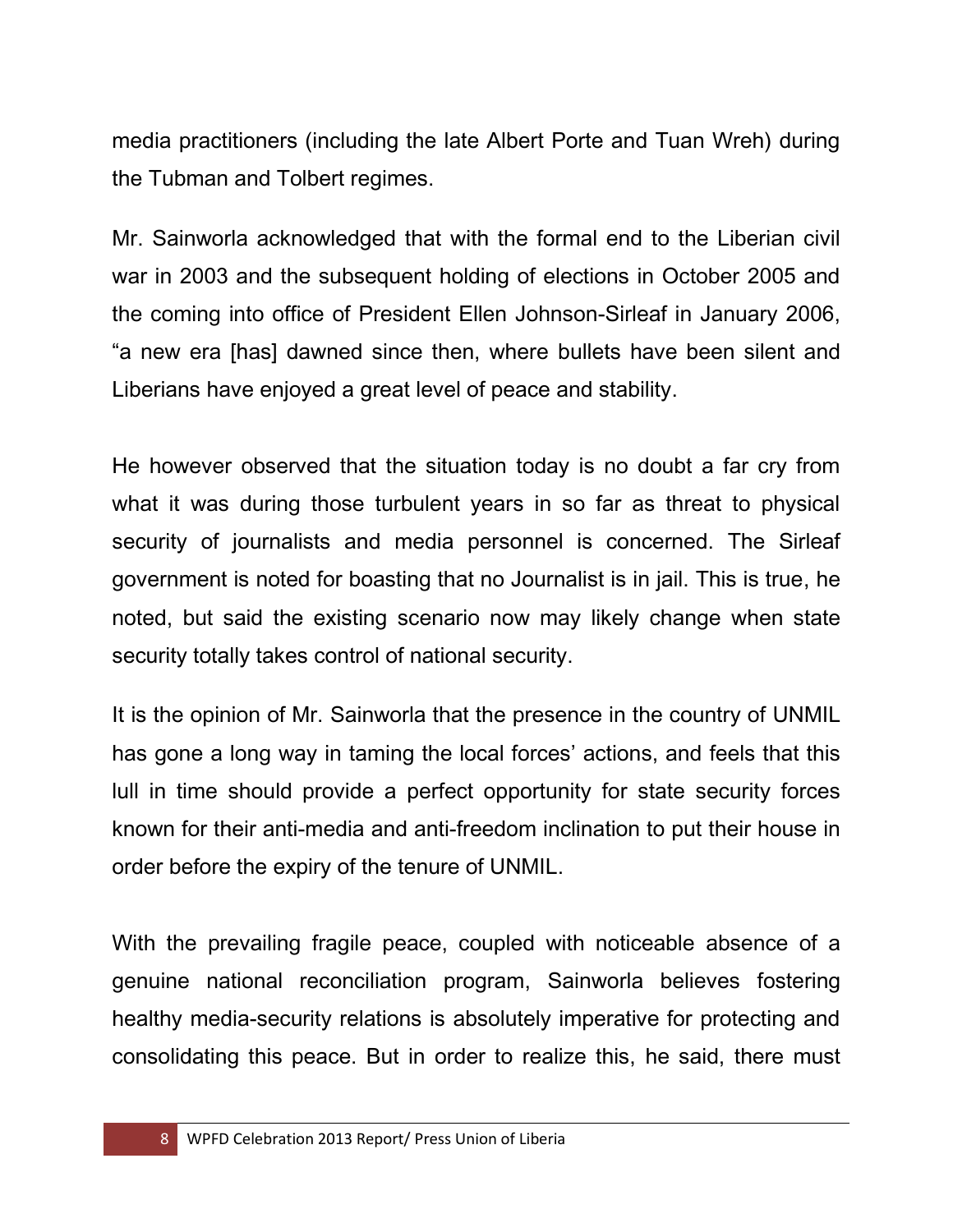media practitioners (including the late Albert Porte and Tuan Wreh) during the Tubman and Tolbert regimes.

Mr. Sainworla acknowledged that with the formal end to the Liberian civil war in 2003 and the subsequent holding of elections in October 2005 and the coming into office of President Ellen Johnson-Sirleaf in January 2006, "a new era [has] dawned since then, where bullets have been silent and Liberians have enjoyed a great level of peace and stability.

He however observed that the situation today is no doubt a far cry from what it was during those turbulent years in so far as threat to physical security of journalists and media personnel is concerned. The Sirleaf government is noted for boasting that no Journalist is in jail. This is true, he noted, but said the existing scenario now may likely change when state security totally takes control of national security.

It is the opinion of Mr. Sainworla that the presence in the country of UNMIL has gone a long way in taming the local forces' actions, and feels that this lull in time should provide a perfect opportunity for state security forces known for their anti-media and anti-freedom inclination to put their house in order before the expiry of the tenure of UNMIL.

With the prevailing fragile peace, coupled with noticeable absence of a genuine national reconciliation program, Sainworla believes fostering healthy media-security relations is absolutely imperative for protecting and consolidating this peace. But in order to realize this, he said, there must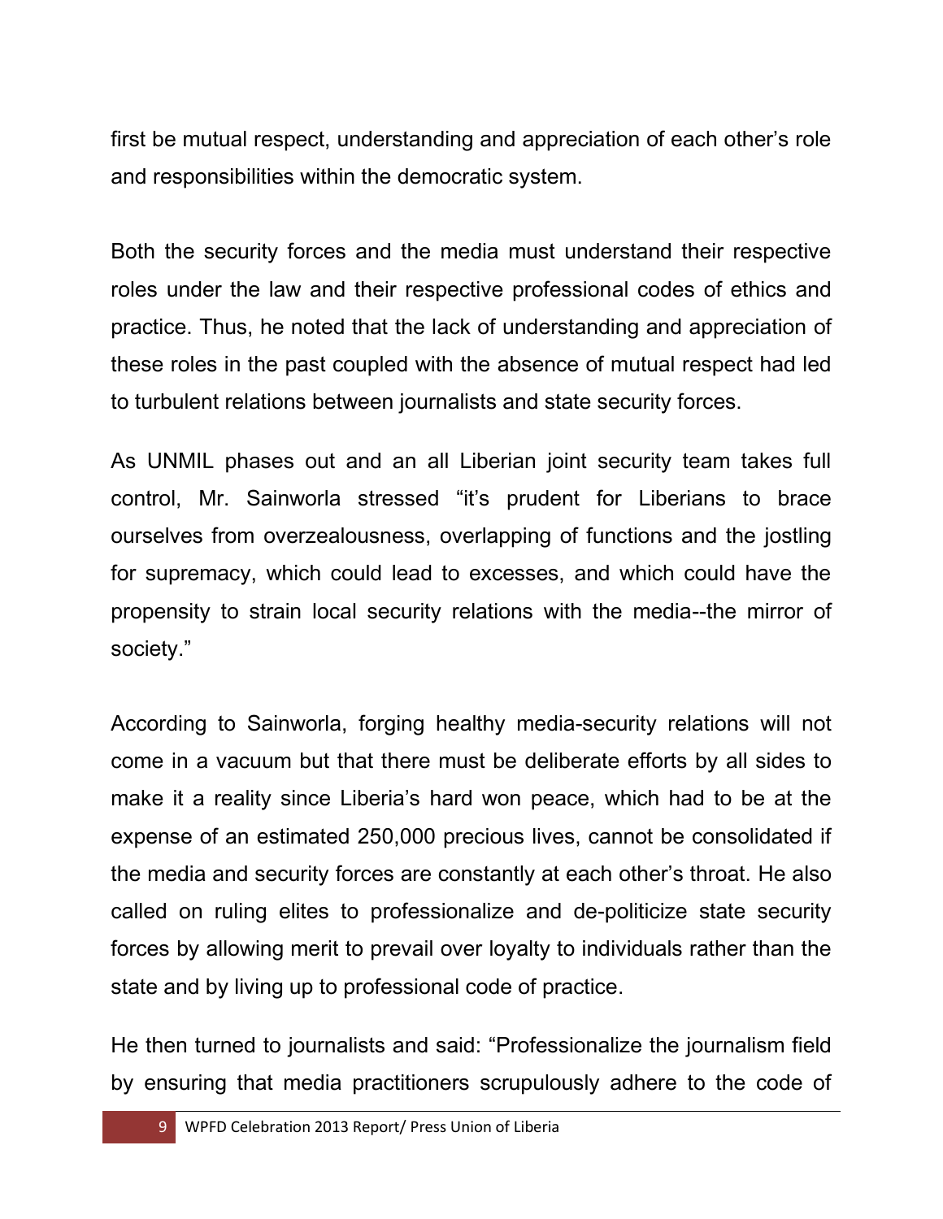first be mutual respect, understanding and appreciation of each other's role and responsibilities within the democratic system.

Both the security forces and the media must understand their respective roles under the law and their respective professional codes of ethics and practice. Thus, he noted that the lack of understanding and appreciation of these roles in the past coupled with the absence of mutual respect had led to turbulent relations between journalists and state security forces.

As UNMIL phases out and an all Liberian joint security team takes full control, Mr. Sainworla stressed "it's prudent for Liberians to brace ourselves from overzealousness, overlapping of functions and the jostling for supremacy, which could lead to excesses, and which could have the propensity to strain local security relations with the media--the mirror of society."

According to Sainworla, forging healthy media-security relations will not come in a vacuum but that there must be deliberate efforts by all sides to make it a reality since Liberia's hard won peace, which had to be at the expense of an estimated 250,000 precious lives, cannot be consolidated if the media and security forces are constantly at each other's throat. He also called on ruling elites to professionalize and de-politicize state security forces by allowing merit to prevail over loyalty to individuals rather than the state and by living up to professional code of practice.

He then turned to journalists and said: "Professionalize the journalism field by ensuring that media practitioners scrupulously adhere to the code of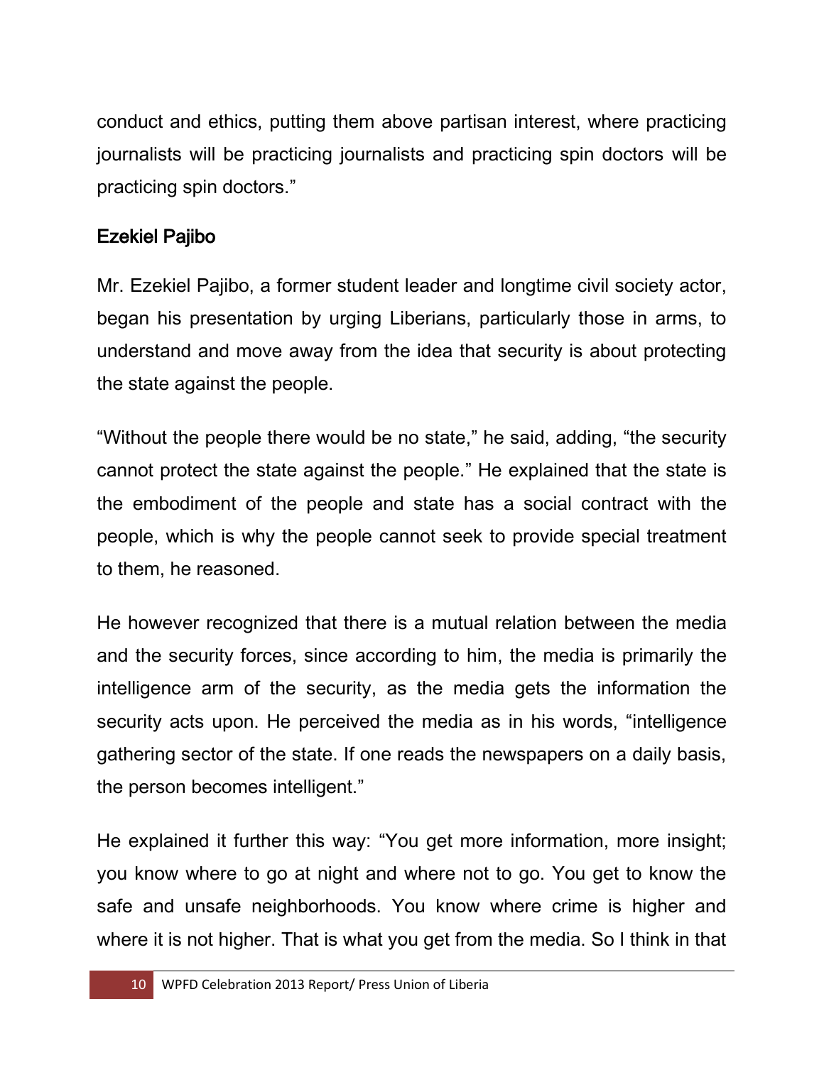conduct and ethics, putting them above partisan interest, where practicing journalists will be practicing journalists and practicing spin doctors will be practicing spin doctors."

### Ezekiel Pajibo

Mr. Ezekiel Pajibo, a former student leader and longtime civil society actor, began his presentation by urging Liberians, particularly those in arms, to understand and move away from the idea that security is about protecting the state against the people.

"Without the people there would be no state," he said, adding, "the security cannot protect the state against the people." He explained that the state is the embodiment of the people and state has a social contract with the people, which is why the people cannot seek to provide special treatment to them, he reasoned.

He however recognized that there is a mutual relation between the media and the security forces, since according to him, the media is primarily the intelligence arm of the security, as the media gets the information the security acts upon. He perceived the media as in his words, "intelligence gathering sector of the state. If one reads the newspapers on a daily basis, the person becomes intelligent."

He explained it further this way: "You get more information, more insight; you know where to go at night and where not to go. You get to know the safe and unsafe neighborhoods. You know where crime is higher and where it is not higher. That is what you get from the media. So I think in that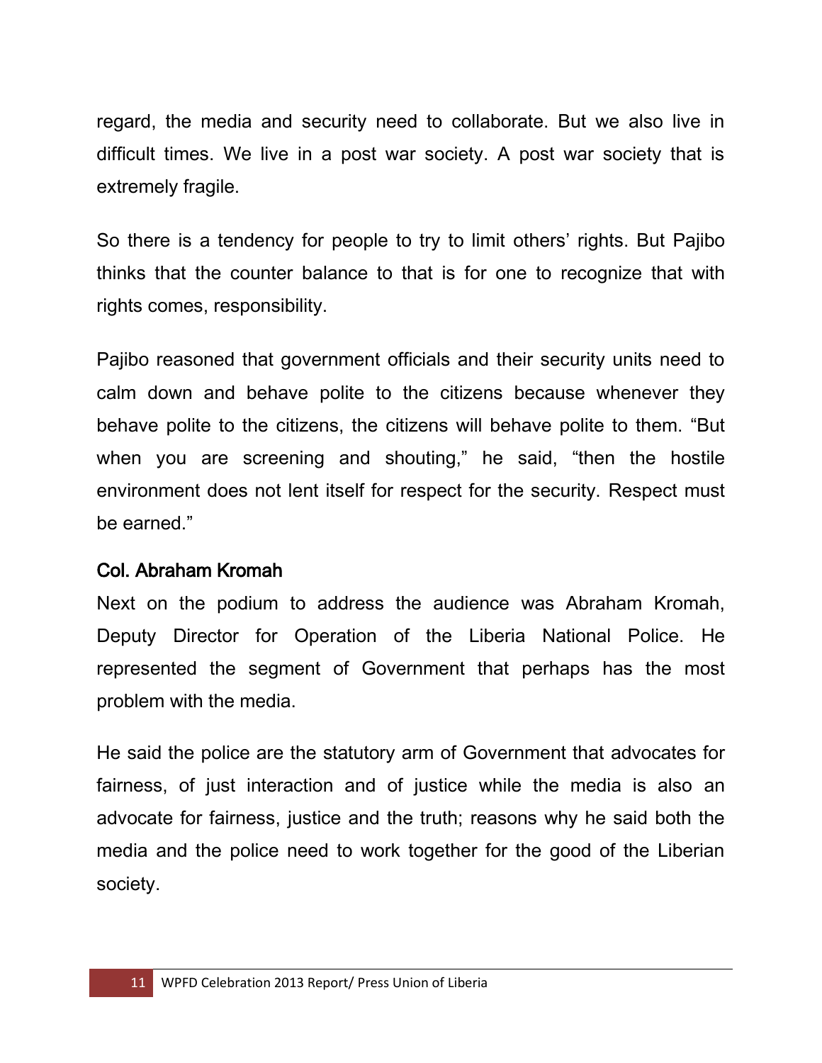regard, the media and security need to collaborate. But we also live in difficult times. We live in a post war society. A post war society that is extremely fragile.

So there is a tendency for people to try to limit others' rights. But Pajibo thinks that the counter balance to that is for one to recognize that with rights comes, responsibility.

Pajibo reasoned that government officials and their security units need to calm down and behave polite to the citizens because whenever they behave polite to the citizens, the citizens will behave polite to them. "But when you are screening and shouting," he said, "then the hostile environment does not lent itself for respect for the security. Respect must be earned."

### Col. Abraham Kromah

Next on the podium to address the audience was Abraham Kromah, Deputy Director for Operation of the Liberia National Police. He represented the segment of Government that perhaps has the most problem with the media.

He said the police are the statutory arm of Government that advocates for fairness, of just interaction and of justice while the media is also an advocate for fairness, justice and the truth; reasons why he said both the media and the police need to work together for the good of the Liberian society.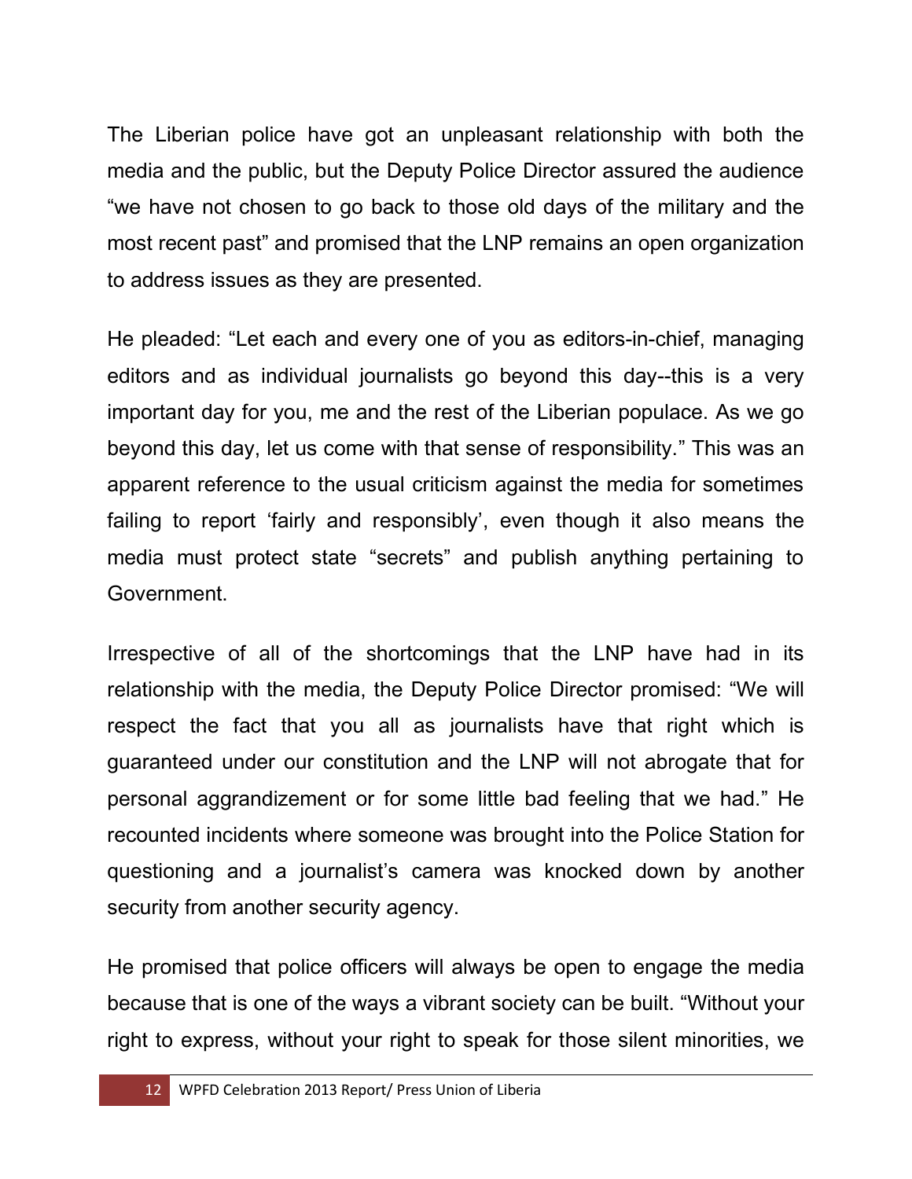The Liberian police have got an unpleasant relationship with both the media and the public, but the Deputy Police Director assured the audience "we have not chosen to go back to those old days of the military and the most recent past" and promised that the LNP remains an open organization to address issues as they are presented.

He pleaded: "Let each and every one of you as editors-in-chief, managing editors and as individual journalists go beyond this day--this is a very important day for you, me and the rest of the Liberian populace. As we go beyond this day, let us come with that sense of responsibility." This was an apparent reference to the usual criticism against the media for sometimes failing to report 'fairly and responsibly', even though it also means the media must protect state "secrets" and publish anything pertaining to Government.

Irrespective of all of the shortcomings that the LNP have had in its relationship with the media, the Deputy Police Director promised: "We will respect the fact that you all as journalists have that right which is guaranteed under our constitution and the LNP will not abrogate that for personal aggrandizement or for some little bad feeling that we had." He recounted incidents where someone was brought into the Police Station for questioning and a journalist's camera was knocked down by another security from another security agency.

He promised that police officers will always be open to engage the media because that is one of the ways a vibrant society can be built. "Without your right to express, without your right to speak for those silent minorities, we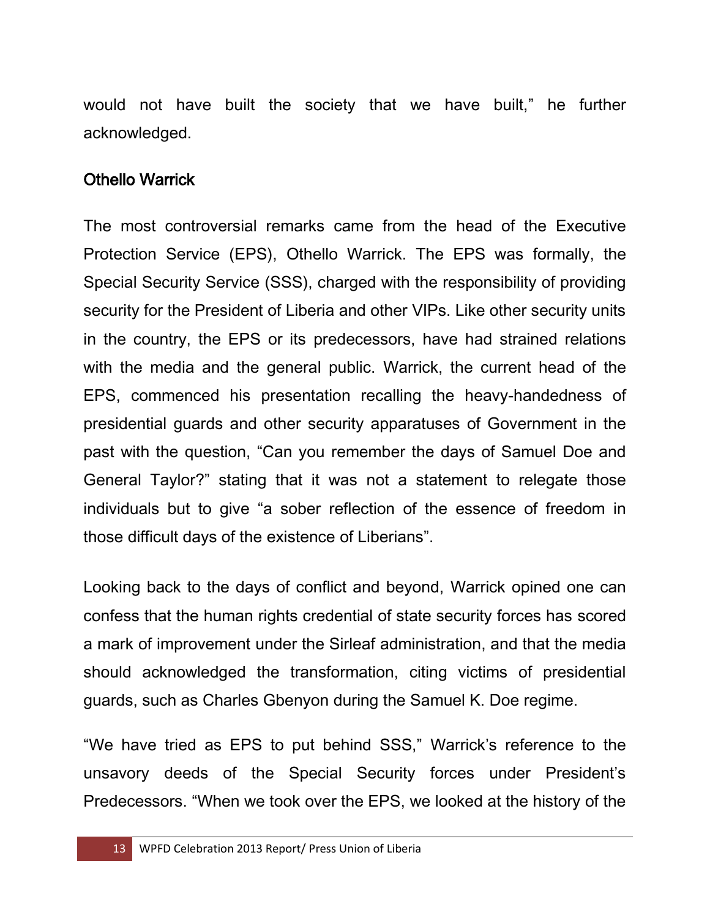would not have built the society that we have built," he further acknowledged.

## Othello Warrick

The most controversial remarks came from the head of the Executive Protection Service (EPS), Othello Warrick. The EPS was formally, the Special Security Service (SSS), charged with the responsibility of providing security for the President of Liberia and other VIPs. Like other security units in the country, the EPS or its predecessors, have had strained relations with the media and the general public. Warrick, the current head of the EPS, commenced his presentation recalling the heavy-handedness of presidential guards and other security apparatuses of Government in the past with the question, "Can you remember the days of Samuel Doe and General Taylor?" stating that it was not a statement to relegate those individuals but to give "a sober reflection of the essence of freedom in those difficult days of the existence of Liberians".

Looking back to the days of conflict and beyond, Warrick opined one can confess that the human rights credential of state security forces has scored a mark of improvement under the Sirleaf administration, and that the media should acknowledged the transformation, citing victims of presidential guards, such as Charles Gbenyon during the Samuel K. Doe regime.

"We have tried as EPS to put behind SSS," Warrick's reference to the unsavory deeds of the Special Security forces under President's Predecessors. "When we took over the EPS, we looked at the history of the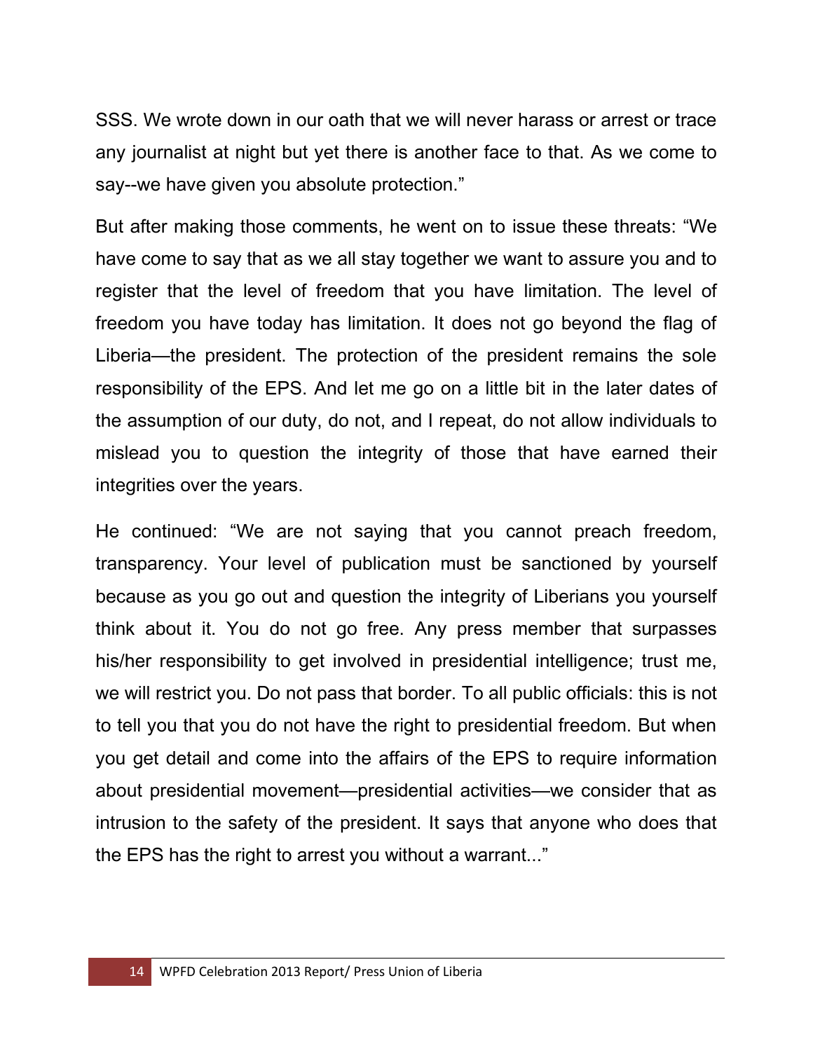SSS. We wrote down in our oath that we will never harass or arrest or trace any journalist at night but yet there is another face to that. As we come to say--we have given you absolute protection."

But after making those comments, he went on to issue these threats: "We have come to say that as we all stay together we want to assure you and to register that the level of freedom that you have limitation. The level of freedom you have today has limitation. It does not go beyond the flag of Liberia—the president. The protection of the president remains the sole responsibility of the EPS. And let me go on a little bit in the later dates of the assumption of our duty, do not, and I repeat, do not allow individuals to mislead you to question the integrity of those that have earned their integrities over the years.

He continued: "We are not saying that you cannot preach freedom, transparency. Your level of publication must be sanctioned by yourself because as you go out and question the integrity of Liberians you yourself think about it. You do not go free. Any press member that surpasses his/her responsibility to get involved in presidential intelligence; trust me, we will restrict you. Do not pass that border. To all public officials: this is not to tell you that you do not have the right to presidential freedom. But when you get detail and come into the affairs of the EPS to require information about presidential movement—presidential activities—we consider that as intrusion to the safety of the president. It says that anyone who does that the EPS has the right to arrest you without a warrant..."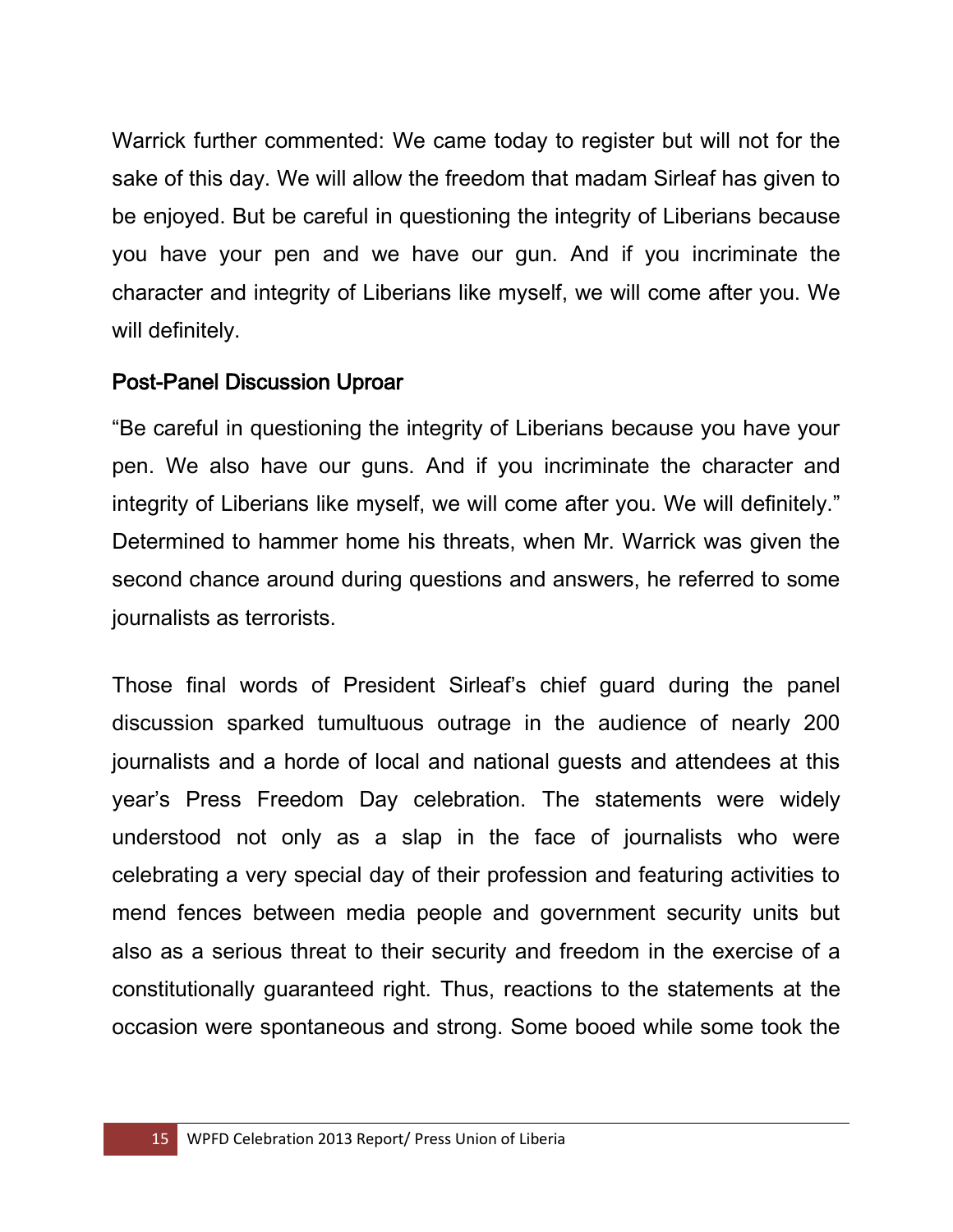Warrick further commented: We came today to register but will not for the sake of this day. We will allow the freedom that madam Sirleaf has given to be enjoyed. But be careful in questioning the integrity of Liberians because you have your pen and we have our gun. And if you incriminate the character and integrity of Liberians like myself, we will come after you. We will definitely.

## Post-Panel Discussion Uproar

"Be careful in questioning the integrity of Liberians because you have your pen. We also have our guns. And if you incriminate the character and integrity of Liberians like myself, we will come after you. We will definitely." Determined to hammer home his threats, when Mr. Warrick was given the second chance around during questions and answers, he referred to some journalists as terrorists.

Those final words of President Sirleaf's chief guard during the panel discussion sparked tumultuous outrage in the audience of nearly 200 journalists and a horde of local and national guests and attendees at this year's Press Freedom Day celebration. The statements were widely understood not only as a slap in the face of journalists who were celebrating a very special day of their profession and featuring activities to mend fences between media people and government security units but also as a serious threat to their security and freedom in the exercise of a constitutionally guaranteed right. Thus, reactions to the statements at the occasion were spontaneous and strong. Some booed while some took the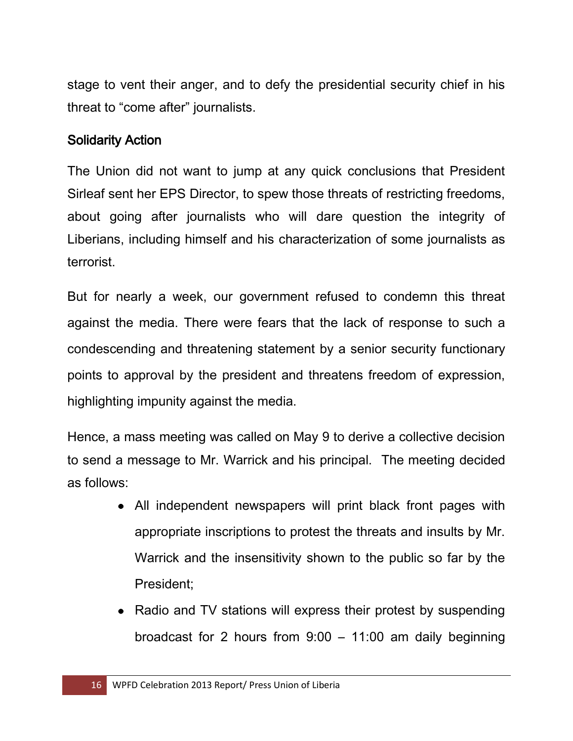stage to vent their anger, and to defy the presidential security chief in his threat to "come after" journalists.

## Solidarity Action

The Union did not want to jump at any quick conclusions that President Sirleaf sent her EPS Director, to spew those threats of restricting freedoms, about going after journalists who will dare question the integrity of Liberians, including himself and his characterization of some journalists as terrorist.

But for nearly a week, our government refused to condemn this threat against the media. There were fears that the lack of response to such a condescending and threatening statement by a senior security functionary points to approval by the president and threatens freedom of expression, highlighting impunity against the media.

Hence, a mass meeting was called on May 9 to derive a collective decision to send a message to Mr. Warrick and his principal. The meeting decided as follows:

- All independent newspapers will print black front pages with appropriate inscriptions to protest the threats and insults by Mr. Warrick and the insensitivity shown to the public so far by the President;
- Radio and TV stations will express their protest by suspending broadcast for 2 hours from 9:00 – 11:00 am daily beginning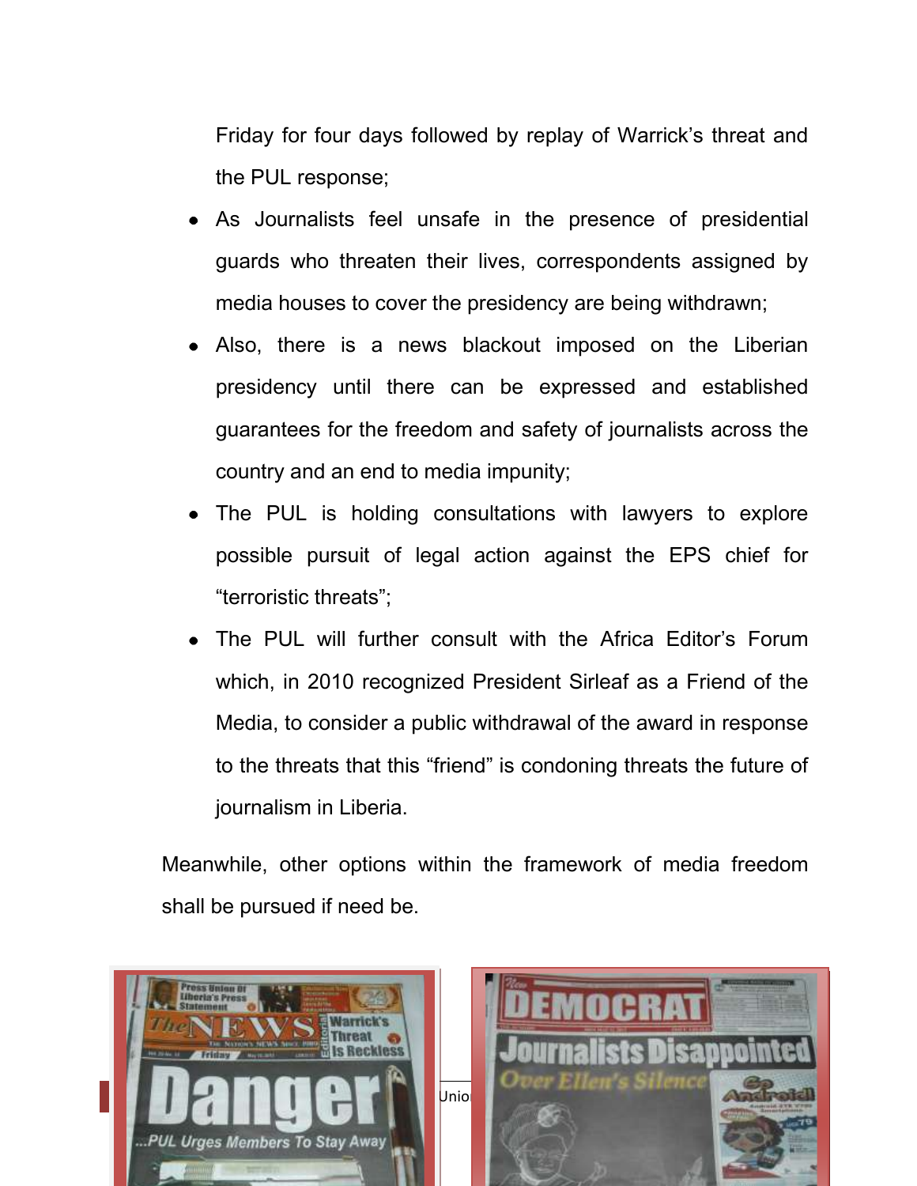Friday for four days followed by replay of Warrick's threat and the PUL response;

- As Journalists feel unsafe in the presence of presidential guards who threaten their lives, correspondents assigned by media houses to cover the presidency are being withdrawn;
- Also, there is a news blackout imposed on the Liberian presidency until there can be expressed and established guarantees for the freedom and safety of journalists across the country and an end to media impunity;
- The PUL is holding consultations with lawyers to explore possible pursuit of legal action against the EPS chief for "terroristic threats";
- The PUL will further consult with the Africa Editor's Forum which, in 2010 recognized President Sirleaf as a Friend of the Media, to consider a public withdrawal of the award in response to the threats that this "friend" is condoning threats the future of journalism in Liberia.

Meanwhile, other options within the framework of media freedom shall be pursued if need be.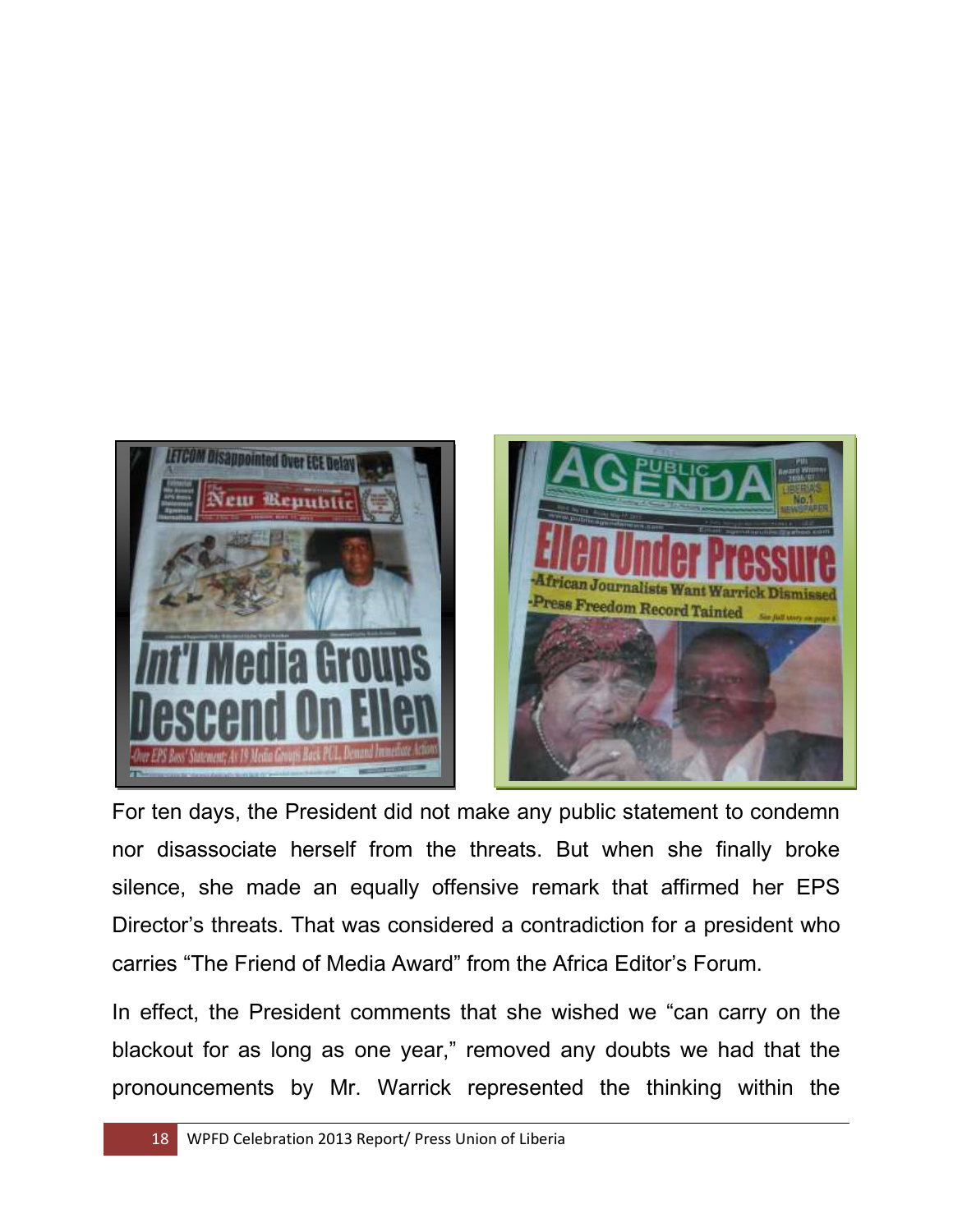For ten days, the President did not make any public statement to condemn nor disassociate herself from the threats. But when she finally broke silence, she made an equally offensive remark that affirmed her EPS Director's threats. That was considered a contradiction for a president who carries "The Friend of Media Award" from the Africa Editor's Forum.

In effect, the President comments that she wished we "can carry on the blackout for as long as one year," removed any doubts we had that the pronouncements by Mr. Warrick represented the thinking within the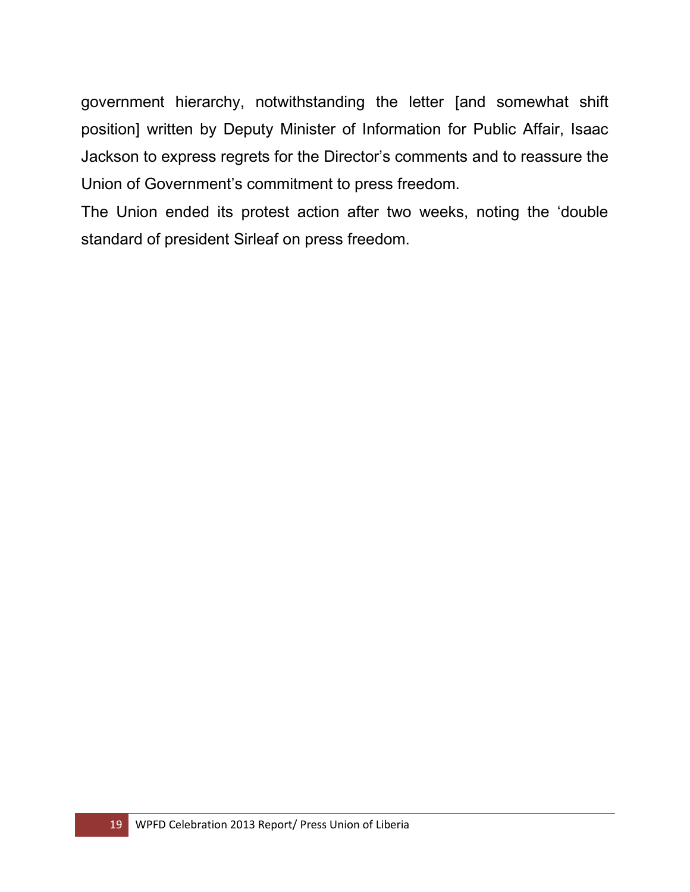government hierarchy, notwithstanding the letter [and somewhat shift position] written by Deputy Minister of Information for Public Affair, Isaac Jackson to express regrets for the Director's comments and to reassure the Union of Government's commitment to press freedom.

The Union ended its protest action after two weeks, noting the 'double standard of president Sirleaf on press freedom.